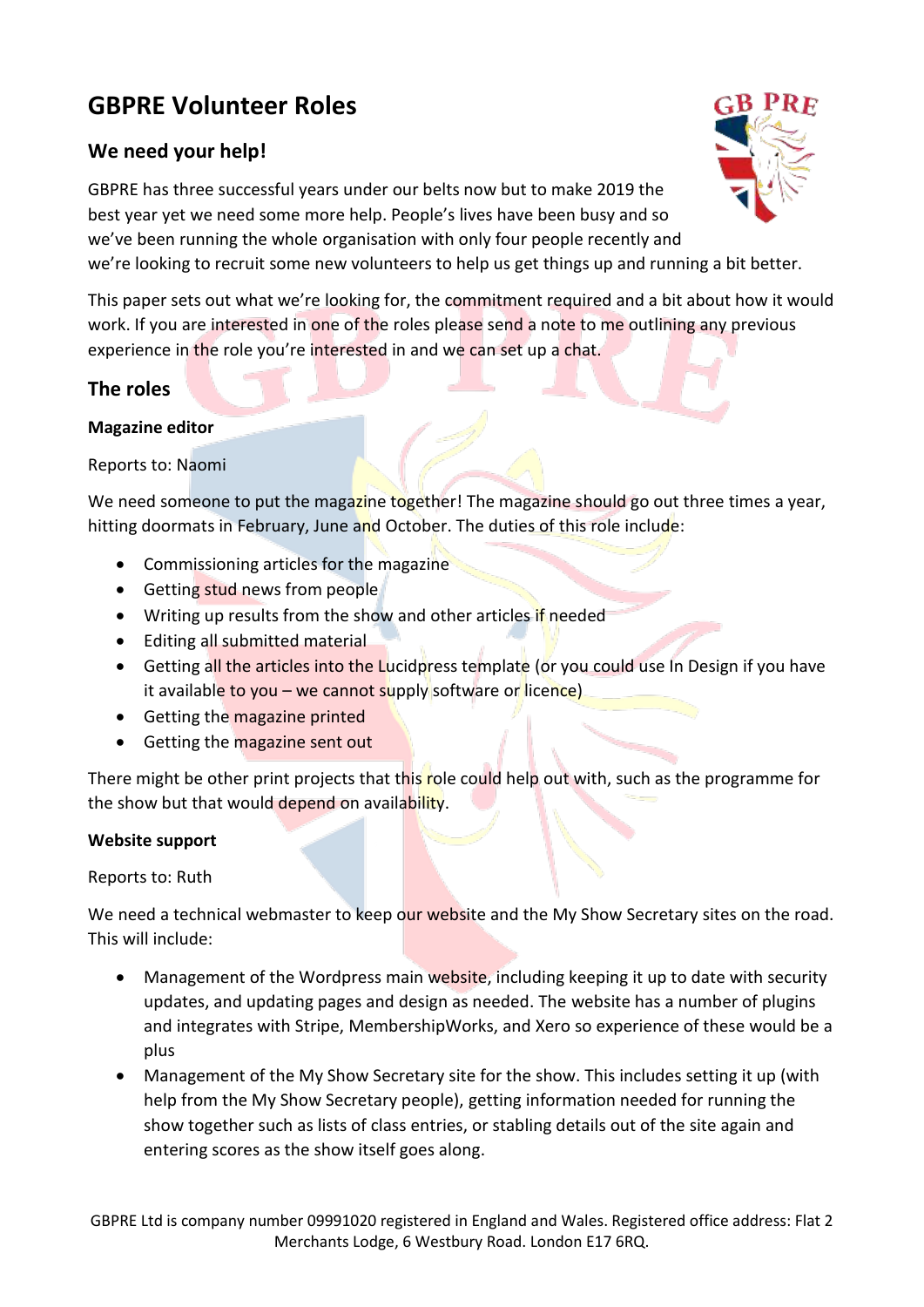# GBPRE Volunteer Roles

## We need your help!

GBPRE has three successful years under our belts now but to make 2019 the best year yet we need some more help. People's lives have been busy and so we've been running the whole organisation with only four people recently and we're looking to recruit some new volunteers to help us get things up and running a bit better.

This paper sets out what we're looking for, the commitment required and a bit about how it would work. If you are interested in one of the roles please send a note to me outlining any previous experience in the role you're interested in and we can set up a chat.

## The roles

**Magazine editor**

Reports to: Naomi

We need someone to put the magazine together! The magazine should go out three times a year, hitting doormats in February, June and October. The duties of this role include:

- Commissioning articles for the magazine
- Getting stud news from people
- Writing up results from the show and other articles if needed
- Editing all submitted material
- Getting all the articles into the Lucidpress template (or you could use In Design if you have it available to you – we cannot supply software or licence)
- Getting the magazine printed
- Getting the magazine sent out

There might be other print projects that this role could help out with, such as the programme for the show but that would depend on availability.

**Website support**

Reports to: Ruth

We need a technical webmaster to keep our website and the My Show Secretary sites on the road. This will include:

- Management of the Wordpress main website, including keeping it up to date with security updates, and updating pages and design as needed. The website has a number of plugins and integrates with Stripe, MembershipWorks, and Xero so experience of these would be a plus
- Management of the My Show Secretary site for the show. This includes setting it up (with help from the My Show Secretary people), getting information needed for running the show together such as lists of class entries, or stabling details out of the site again and entering scores as the show itself goes along.

GBPRE Ltd is company number 09991020 registered in England and Wales. Registered office address: Flat 2 Merchants Lodge, 6 Westbury Road. London E17 6RQ.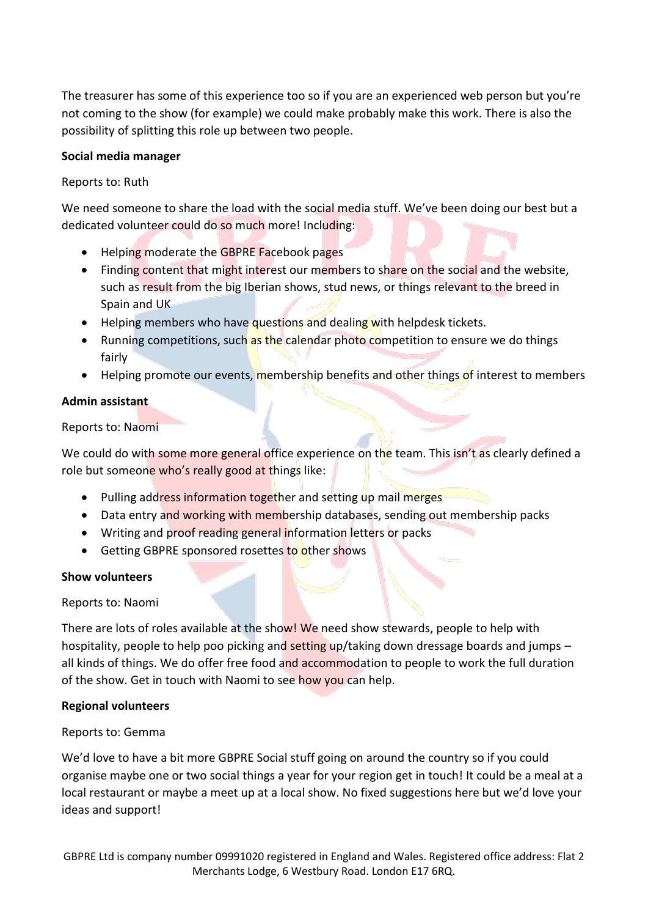The treasurer has some of this experience too so if you are an experienced web person but you're not coming to the show (for example) we could make probably make this work. There is also the possibility of splitting this role up between two people.

**Social media manager**

Reports to: Ruth

We need someone to share the load with the social media stuff. We've been doing our best but a dedicated volunteer could do so much more! Including:

- Helping moderate the GBPRE Facebook pages
- Finding content that might interest our members to share on the social and the website, such as result from the big Iberian shows, stud news, or things relevant to the breed in Spain and UK
- Helping members who have questions and dealing with helpdesk tickets.
- Running competitions, such as the calendar photo competition to ensure we do things fairly
- Helping promote our events, membership benefits and other things of interest to members

**Admin assistant**

Reports to: Naomi

We could do with some more general office experience on the team. This isn't as clearly defined a role but someone who's really good at things like:

- Pulling address information together and setting up mail merges
- Data entry and working with membership databases, sending out membership packs
- Writing and proof reading general information letters or packs
- Getting GBPRE sponsored rosettes to other shows

**Show volunteers**

Reports to: Naomi

There are lots of roles available at the show! We need show stewards, people to help with hospitality, people to help poo picking and setting up/taking down dressage boards and jumps – all kinds of things. We do offer free food and accommodation to people to work the full duration of the show. Get in touch with Naomi to see how you can help.

**Regional volunteers**

Reports to: Gemma

We'd love to have a bit more GBPRE Social stuff going on around the country so if you could organise maybe one or two social things a year for your region get in touch! It could be a meal at a local restaurant or maybe a meet up at a local show. No fixed suggestions here but we'd love your ideas and support!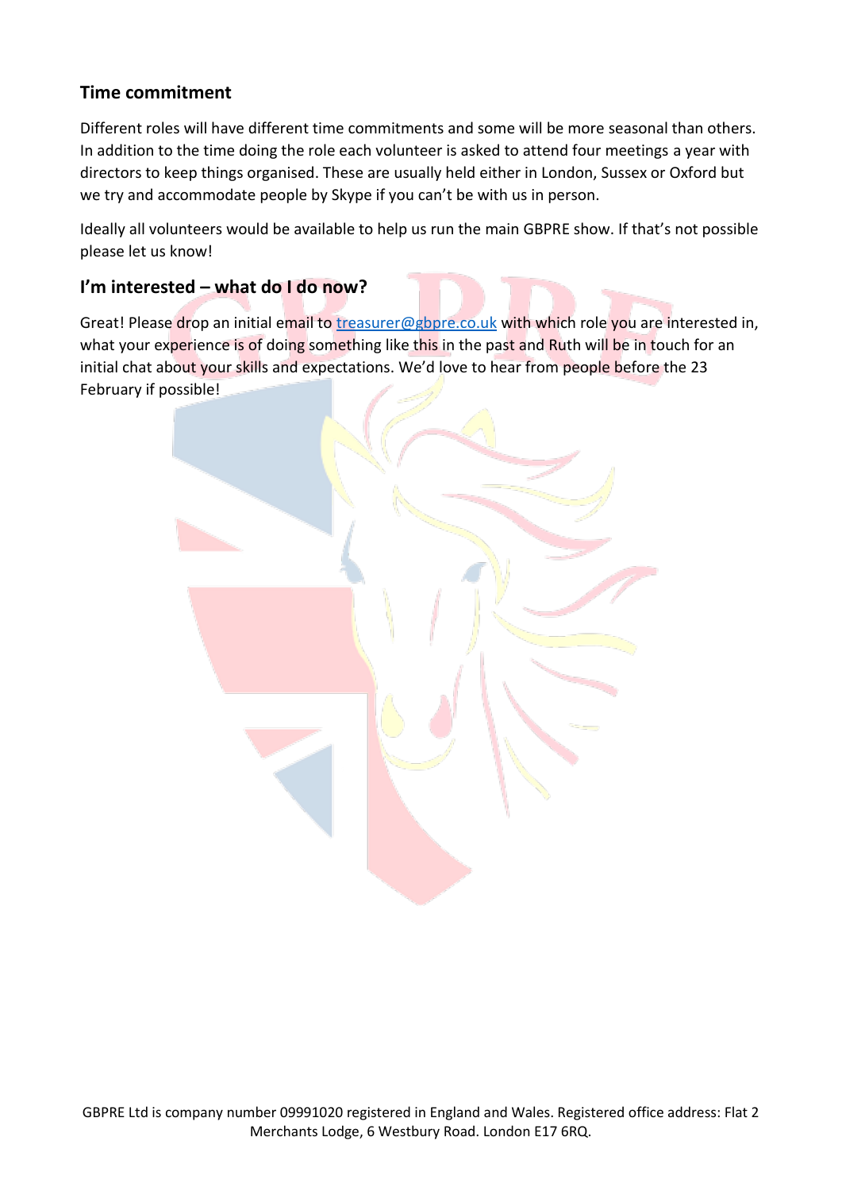## Time commitment

Different roles will have different time commitments and some will be more seasonal than others. In addition to the time doing the role each volunteer is asked to attend four meetings a year with directors to keep things organised. These are usually held either in London, Sussex or Oxford but we try and accommodate people by Skype if you can't be with us in person.

Ideally all volunteers would be available to help us run the main GBPRE show. If that's not possible please let us know!

## I'm interested – what do I do now?

Great! Please drop an initial email to treasurer@gbpre.co.uk with which role you are interested in, what your experience is of doing something like this in the past and Ruth will be in touch for an initial chat about your skills and expectations. We'd love to hear from people before the 23 February if possible!

GBPRE Ltd is company number 09991020 registered in England and Wales. Registered office address: Flat 2 Merchants Lodge, 6 Westbury Road. London E17 6RQ.